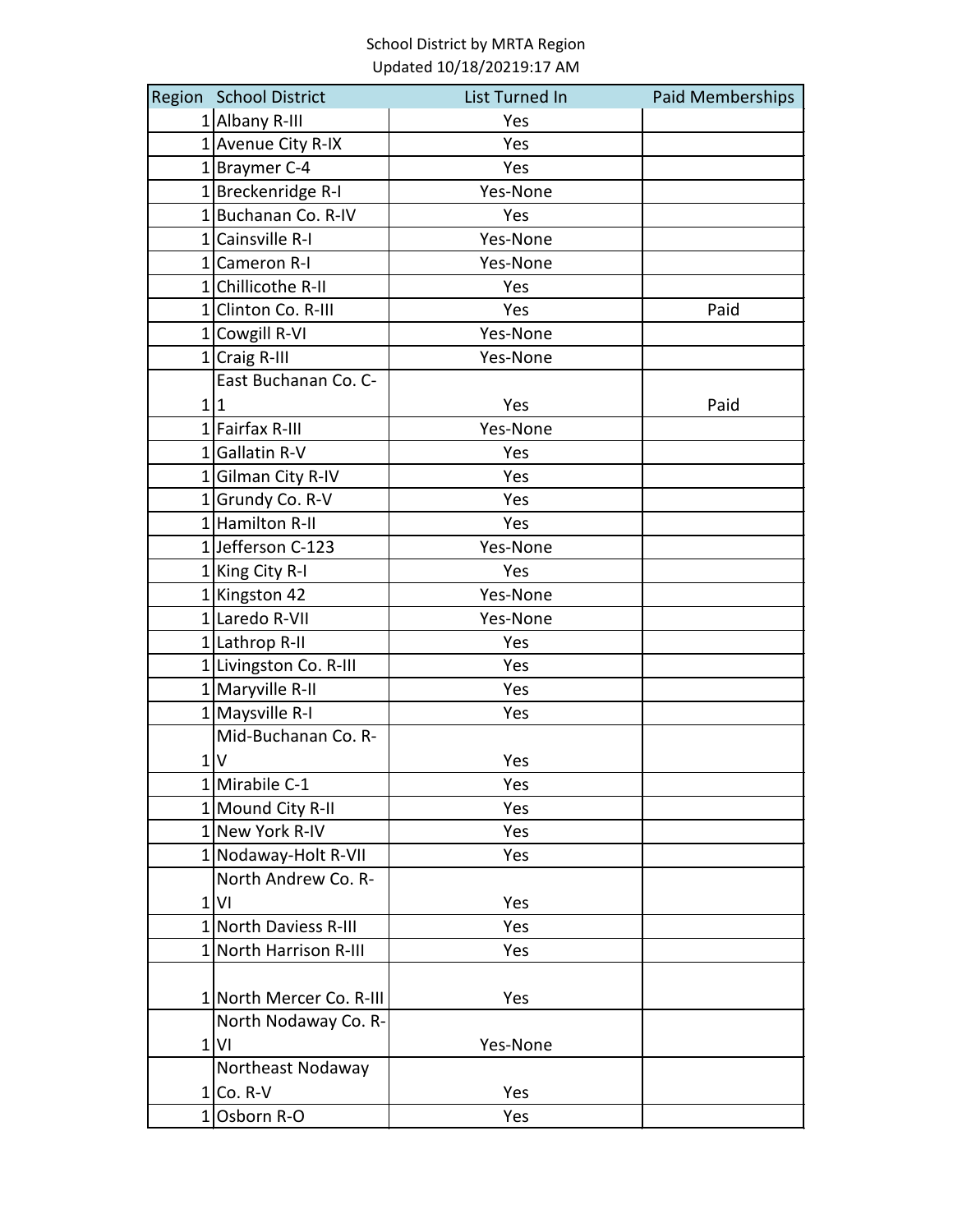School District by MRTA Region
Updated 10/18/20219:17 AM

| Region | School District | List Turned In | Paid Memberships |
|---|---|---|---|
| 1 | Albany R-III | Yes | |
| 1 | Avenue City R-IX | Yes | |
| 1 | Braymer C-4 | Yes | |
| 1 | Breckenridge R-I | Yes-None | |
| 1 | Buchanan Co. R-IV | Yes | |
| 1 | Cainsville R-I | Yes-None | |
| 1 | Cameron R-I | Yes-None | |
| 1 | Chillicothe R-II | Yes | |
| 1 | Clinton Co. R-III | Yes | Paid |
| 1 | Cowgill R-VI | Yes-None | |
| 1 | Craig R-III | Yes-None | |
| 1 | East Buchanan Co. C-1 | Yes | Paid |
| 1 | Fairfax R-III | Yes-None | |
| 1 | Gallatin R-V | Yes | |
| 1 | Gilman City R-IV | Yes | |
| 1 | Grundy Co. R-V | Yes | |
| 1 | Hamilton R-II | Yes | |
| 1 | Jefferson C-123 | Yes-None | |
| 1 | King City R-I | Yes | |
| 1 | Kingston 42 | Yes-None | |
| 1 | Laredo R-VII | Yes-None | |
| 1 | Lathrop R-II | Yes | |
| 1 | Livingston Co. R-III | Yes | |
| 1 | Maryville R-II | Yes | |
| 1 | Maysville R-I | Yes | |
| 1 | Mid-Buchanan Co. R-V | Yes | |
| 1 | Mirabile C-1 | Yes | |
| 1 | Mound City R-II | Yes | |
| 1 | New York R-IV | Yes | |
| 1 | Nodaway-Holt R-VII | Yes | |
| 1 | North Andrew Co. R-VI | Yes | |
| 1 | North Daviess R-III | Yes | |
| 1 | North Harrison R-III | Yes | |
| 1 | North Mercer Co. R-III | Yes | |
| 1 | North Nodaway Co. R-VI | Yes-None | |
| 1 | Northeast Nodaway Co. R-V | Yes | |
| 1 | Osborn R-O | Yes | |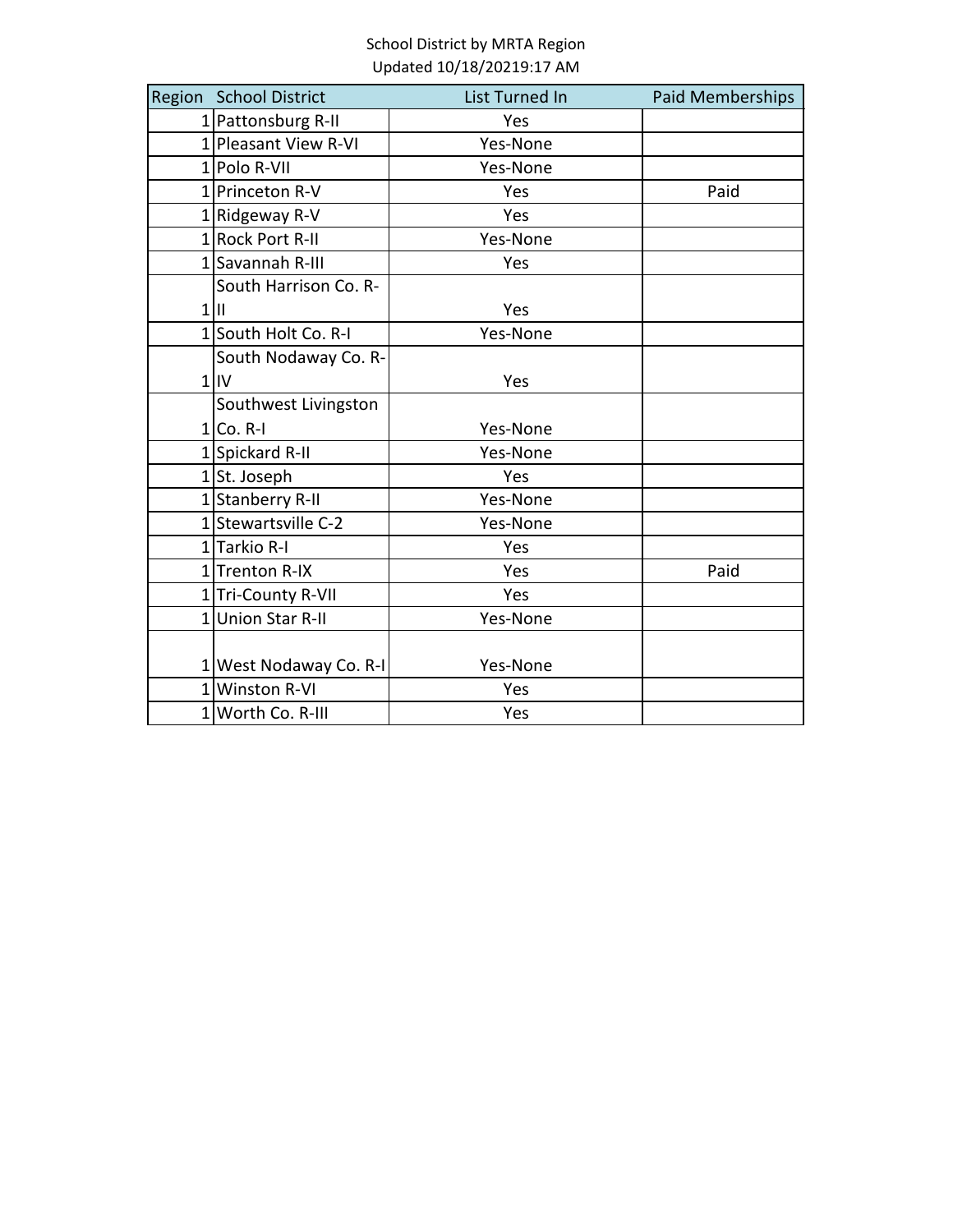School District by MRTA Region
Updated 10/18/20219:17 AM

| Region | School District | List Turned In | Paid Memberships |
|---|---|---|---|
| 1 | Pattonsburg R-II | Yes | |
| 1 | Pleasant View R-VI | Yes-None | |
| 1 | Polo R-VII | Yes-None | |
| 1 | Princeton R-V | Yes | Paid |
| 1 | Ridgeway R-V | Yes | |
| 1 | Rock Port R-II | Yes-None | |
| 1 | Savannah R-III | Yes | |
| 1 | South Harrison Co. R-II | Yes | |
| 1 | South Holt Co. R-I | Yes-None | |
| 1 | South Nodaway Co. R-IV | Yes | |
| 1 | Southwest Livingston Co. R-I | Yes-None | |
| 1 | Spickard R-II | Yes-None | |
| 1 | St. Joseph | Yes | |
| 1 | Stanberry R-II | Yes-None | |
| 1 | Stewartsville C-2 | Yes-None | |
| 1 | Tarkio R-I | Yes | |
| 1 | Trenton R-IX | Yes | Paid |
| 1 | Tri-County R-VII | Yes | |
| 1 | Union Star R-II | Yes-None | |
| 1 | West Nodaway Co. R-I | Yes-None | |
| 1 | Winston R-VI | Yes | |
| 1 | Worth Co. R-III | Yes | |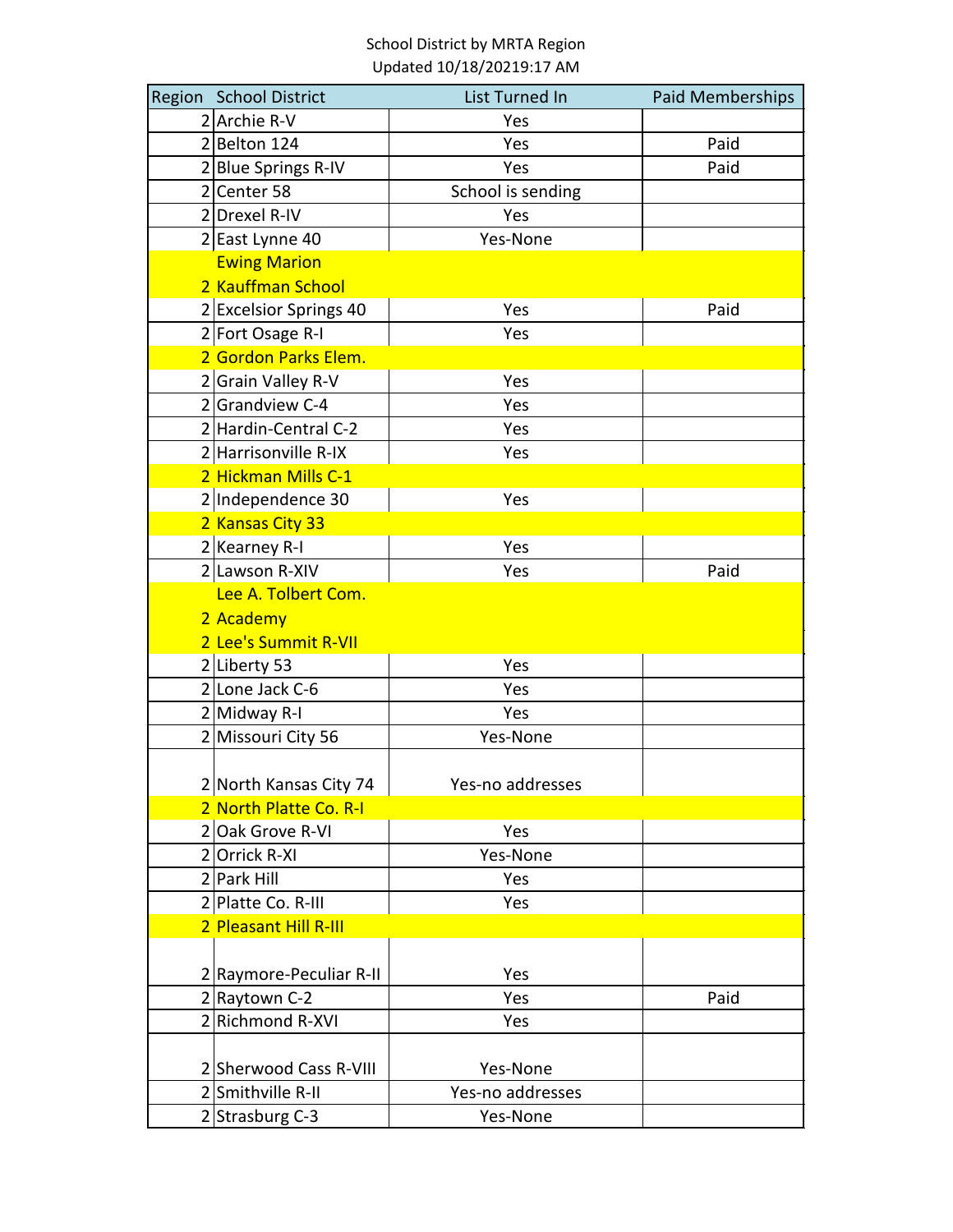School District by MRTA Region
Updated 10/18/20219:17 AM

| Region | School District | List Turned In | Paid Memberships |
|---|---|---|---|
| 2 | Archie R-V | Yes | |
| 2 | Belton 124 | Yes | Paid |
| 2 | Blue Springs R-IV | Yes | Paid |
| 2 | Center 58 | School is sending | |
| 2 | Drexel R-IV | Yes | |
| 2 | East Lynne 40 | Yes-None | |
| 2 | Ewing Marion Kauffman School | | |
| 2 | Excelsior Springs 40 | Yes | Paid |
| 2 | Fort Osage R-I | Yes | |
| 2 | Gordon Parks Elem. | | |
| 2 | Grain Valley R-V | Yes | |
| 2 | Grandview C-4 | Yes | |
| 2 | Hardin-Central C-2 | Yes | |
| 2 | Harrisonville R-IX | Yes | |
| 2 | Hickman Mills C-1 | | |
| 2 | Independence 30 | Yes | |
| 2 | Kansas City 33 | | |
| 2 | Kearney R-I | Yes | |
| 2 | Lawson R-XIV | Yes | Paid |
| 2 | Lee A. Tolbert Com. Academy | | |
| 2 | Lee's Summit R-VII | | |
| 2 | Liberty 53 | Yes | |
| 2 | Lone Jack C-6 | Yes | |
| 2 | Midway R-I | Yes | |
| 2 | Missouri City 56 | Yes-None | |
| 2 | North Kansas City 74 | Yes-no addresses | |
| 2 | North Platte Co. R-I | | |
| 2 | Oak Grove R-VI | Yes | |
| 2 | Orrick R-XI | Yes-None | |
| 2 | Park Hill | Yes | |
| 2 | Platte Co. R-III | Yes | |
| 2 | Pleasant Hill R-III | | |
| 2 | Raymore-Peculiar R-II | Yes | |
| 2 | Raytown C-2 | Yes | Paid |
| 2 | Richmond R-XVI | Yes | |
| 2 | Sherwood Cass R-VIII | Yes-None | |
| 2 | Smithville R-II | Yes-no addresses | |
| 2 | Strasburg C-3 | Yes-None | |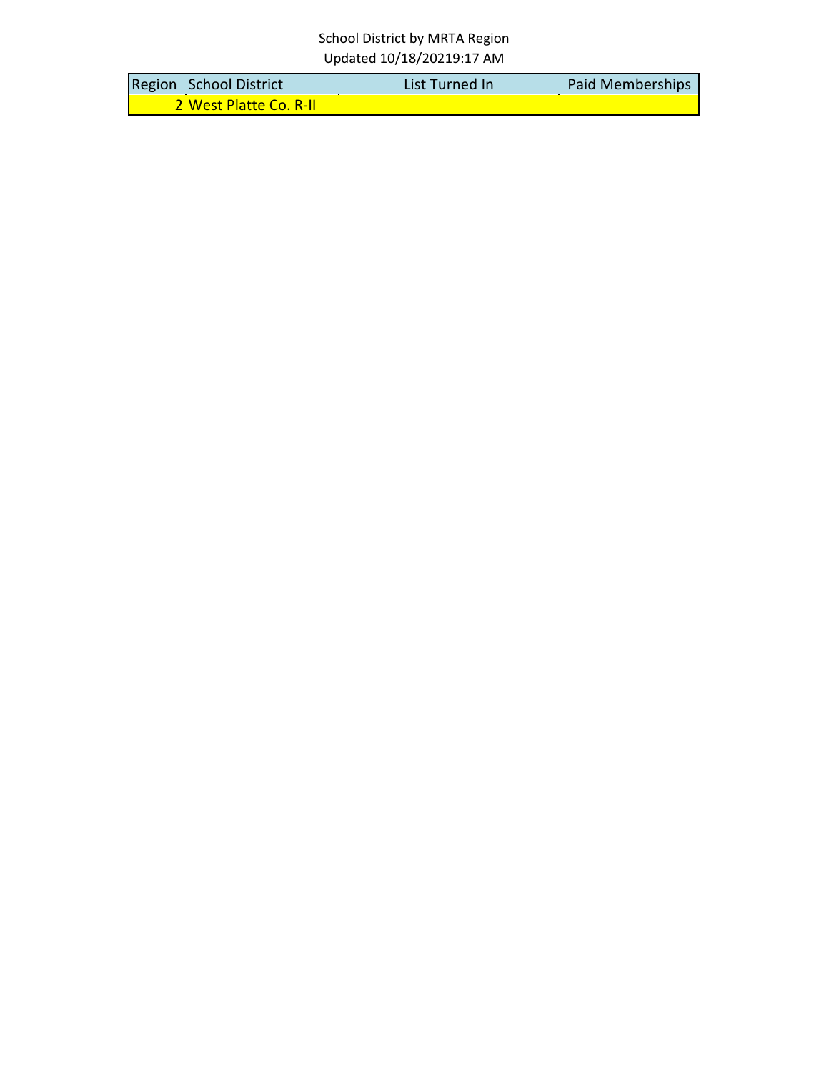School District by MRTA Region
Updated 10/18/20219:17 AM

| Region | School District | List Turned In | Paid Memberships |
| --- | --- | --- | --- |
| 2 | West Platte Co. R-II | | |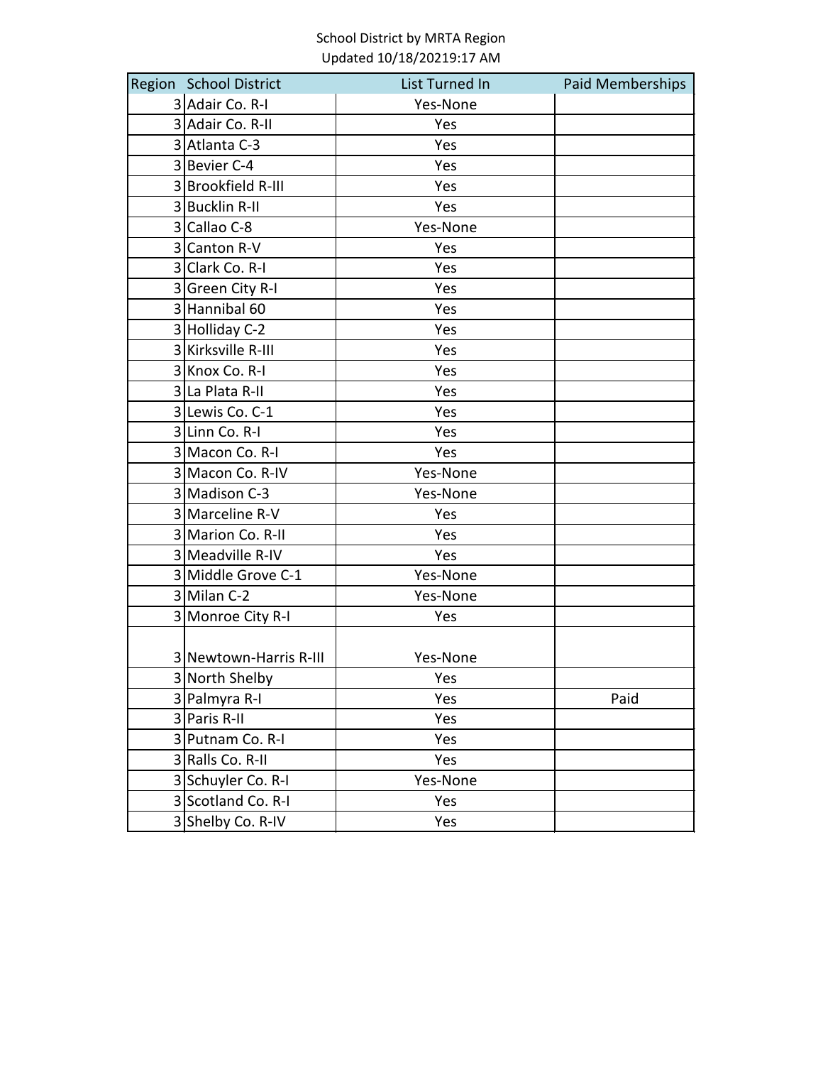School District by MRTA Region
Updated 10/18/20219:17 AM

| Region | School District | List Turned In | Paid Memberships |
| --- | --- | --- | --- |
| 3 | Adair Co. R-I | Yes-None | |
| 3 | Adair Co. R-II | Yes | |
| 3 | Atlanta C-3 | Yes | |
| 3 | Bevier C-4 | Yes | |
| 3 | Brookfield R-III | Yes | |
| 3 | Bucklin R-II | Yes | |
| 3 | Callao C-8 | Yes-None | |
| 3 | Canton R-V | Yes | |
| 3 | Clark Co. R-I | Yes | |
| 3 | Green City R-I | Yes | |
| 3 | Hannibal 60 | Yes | |
| 3 | Holliday C-2 | Yes | |
| 3 | Kirksville R-III | Yes | |
| 3 | Knox Co. R-I | Yes | |
| 3 | La Plata R-II | Yes | |
| 3 | Lewis Co. C-1 | Yes | |
| 3 | Linn Co. R-I | Yes | |
| 3 | Macon Co. R-I | Yes | |
| 3 | Macon Co. R-IV | Yes-None | |
| 3 | Madison C-3 | Yes-None | |
| 3 | Marceline R-V | Yes | |
| 3 | Marion Co. R-II | Yes | |
| 3 | Meadville R-IV | Yes | |
| 3 | Middle Grove C-1 | Yes-None | |
| 3 | Milan C-2 | Yes-None | |
| 3 | Monroe City R-I | Yes | |
| 3 | Newtown-Harris R-III | Yes-None | |
| 3 | North Shelby | Yes | |
| 3 | Palmyra R-I | Yes | Paid |
| 3 | Paris R-II | Yes | |
| 3 | Putnam Co. R-I | Yes | |
| 3 | Ralls Co. R-II | Yes | |
| 3 | Schuyler Co. R-I | Yes-None | |
| 3 | Scotland Co. R-I | Yes | |
| 3 | Shelby Co. R-IV | Yes | |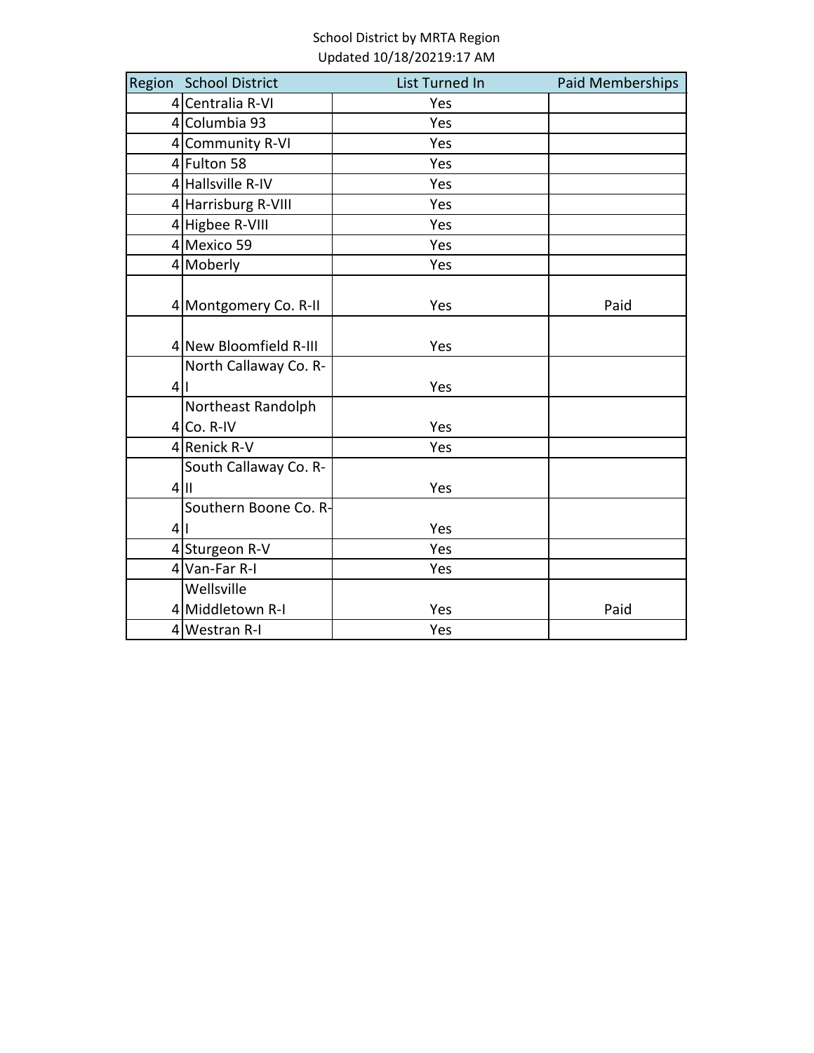School District by MRTA Region
Updated 10/18/20219:17 AM

| Region | School District | List Turned In | Paid Memberships |
|---|---|---|---|
| 4 | Centralia R-VI | Yes | |
| 4 | Columbia 93 | Yes | |
| 4 | Community R-VI | Yes | |
| 4 | Fulton 58 | Yes | |
| 4 | Hallsville R-IV | Yes | |
| 4 | Harrisburg R-VIII | Yes | |
| 4 | Higbee R-VIII | Yes | |
| 4 | Mexico 59 | Yes | |
| 4 | Moberly | Yes | |
| 4 | Montgomery Co. R-II | Yes | Paid |
| 4 | New Bloomfield R-III | Yes | |
| 4 | North Callaway Co. R-I | Yes | |
| 4 | Northeast Randolph Co. R-IV | Yes | |
| 4 | Renick R-V | Yes | |
| 4 | South Callaway Co. R-II | Yes | |
| 4 | Southern Boone Co. R-I | Yes | |
| 4 | Sturgeon R-V | Yes | |
| 4 | Van-Far R-I | Yes | |
| 4 | Wellsville Middletown R-I | Yes | Paid |
| 4 | Westran R-I | Yes | |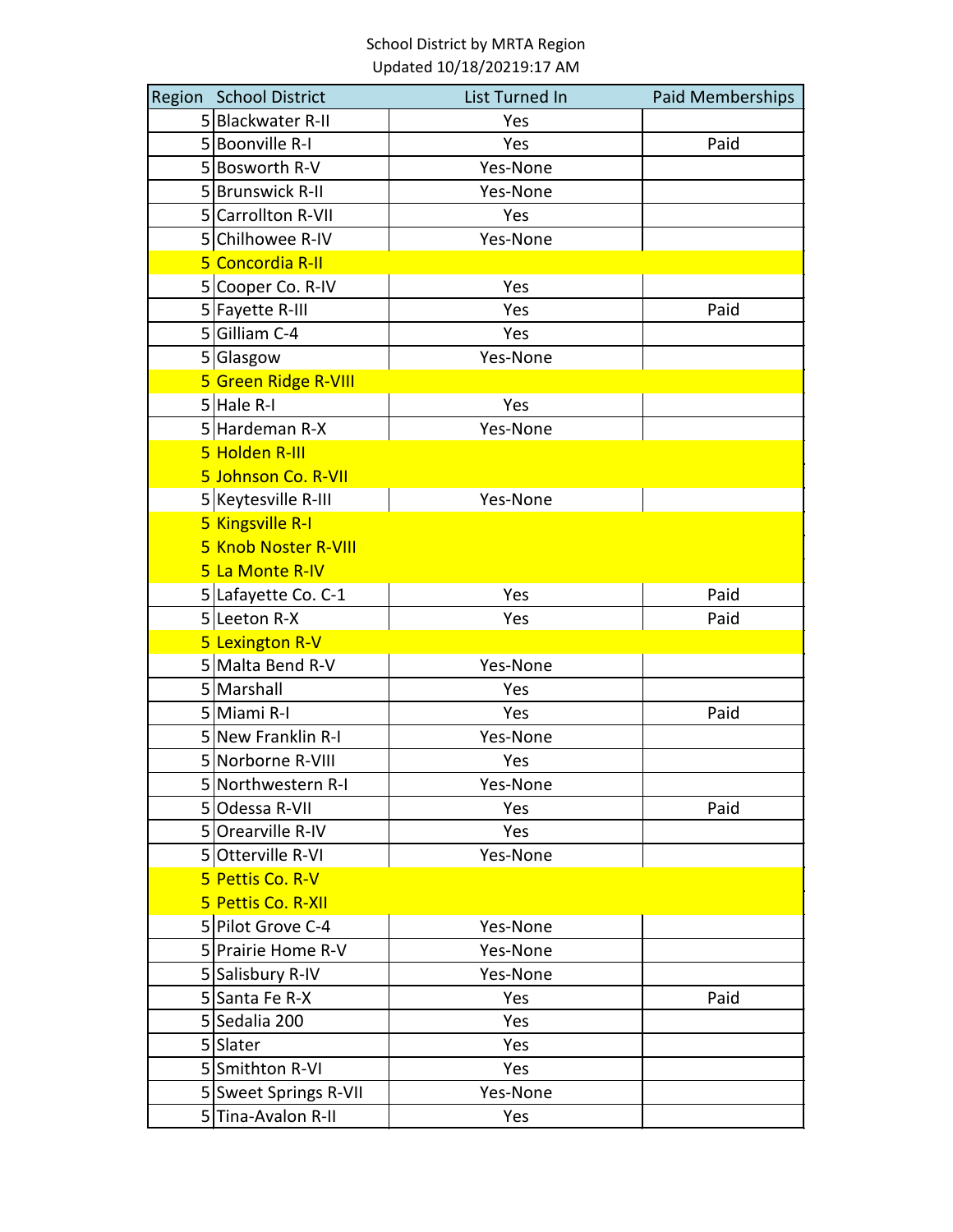School District by MRTA Region
Updated 10/18/20219:17 AM

| Region | School District | List Turned In | Paid Memberships |
|---|---|---|---|
| 5 | Blackwater R-II | Yes | |
| 5 | Boonville R-I | Yes | Paid |
| 5 | Bosworth R-V | Yes-None | |
| 5 | Brunswick R-II | Yes-None | |
| 5 | Carrollton R-VII | Yes | |
| 5 | Chilhowee R-IV | Yes-None | |
| 5 | Concordia R-II | | |
| 5 | Cooper Co. R-IV | Yes | |
| 5 | Fayette R-III | Yes | Paid |
| 5 | Gilliam C-4 | Yes | |
| 5 | Glasgow | Yes-None | |
| 5 | Green Ridge R-VIII | | |
| 5 | Hale R-I | Yes | |
| 5 | Hardeman R-X | Yes-None | |
| 5 | Holden R-III | | |
| 5 | Johnson Co. R-VII | | |
| 5 | Keytesville R-III | Yes-None | |
| 5 | Kingsville R-I | | |
| 5 | Knob Noster R-VIII | | |
| 5 | La Monte R-IV | | |
| 5 | Lafayette Co. C-1 | Yes | Paid |
| 5 | Leeton R-X | Yes | Paid |
| 5 | Lexington R-V | | |
| 5 | Malta Bend R-V | Yes-None | |
| 5 | Marshall | Yes | |
| 5 | Miami R-I | Yes | Paid |
| 5 | New Franklin R-I | Yes-None | |
| 5 | Norborne R-VIII | Yes | |
| 5 | Northwestern R-I | Yes-None | |
| 5 | Odessa R-VII | Yes | Paid |
| 5 | Orearville R-IV | Yes | |
| 5 | Otterville R-VI | Yes-None | |
| 5 | Pettis Co. R-V | | |
| 5 | Pettis Co. R-XII | | |
| 5 | Pilot Grove C-4 | Yes-None | |
| 5 | Prairie Home R-V | Yes-None | |
| 5 | Salisbury R-IV | Yes-None | |
| 5 | Santa Fe R-X | Yes | Paid |
| 5 | Sedalia 200 | Yes | |
| 5 | Slater | Yes | |
| 5 | Smithton R-VI | Yes | |
| 5 | Sweet Springs R-VII | Yes-None | |
| 5 | Tina-Avalon R-II | Yes | |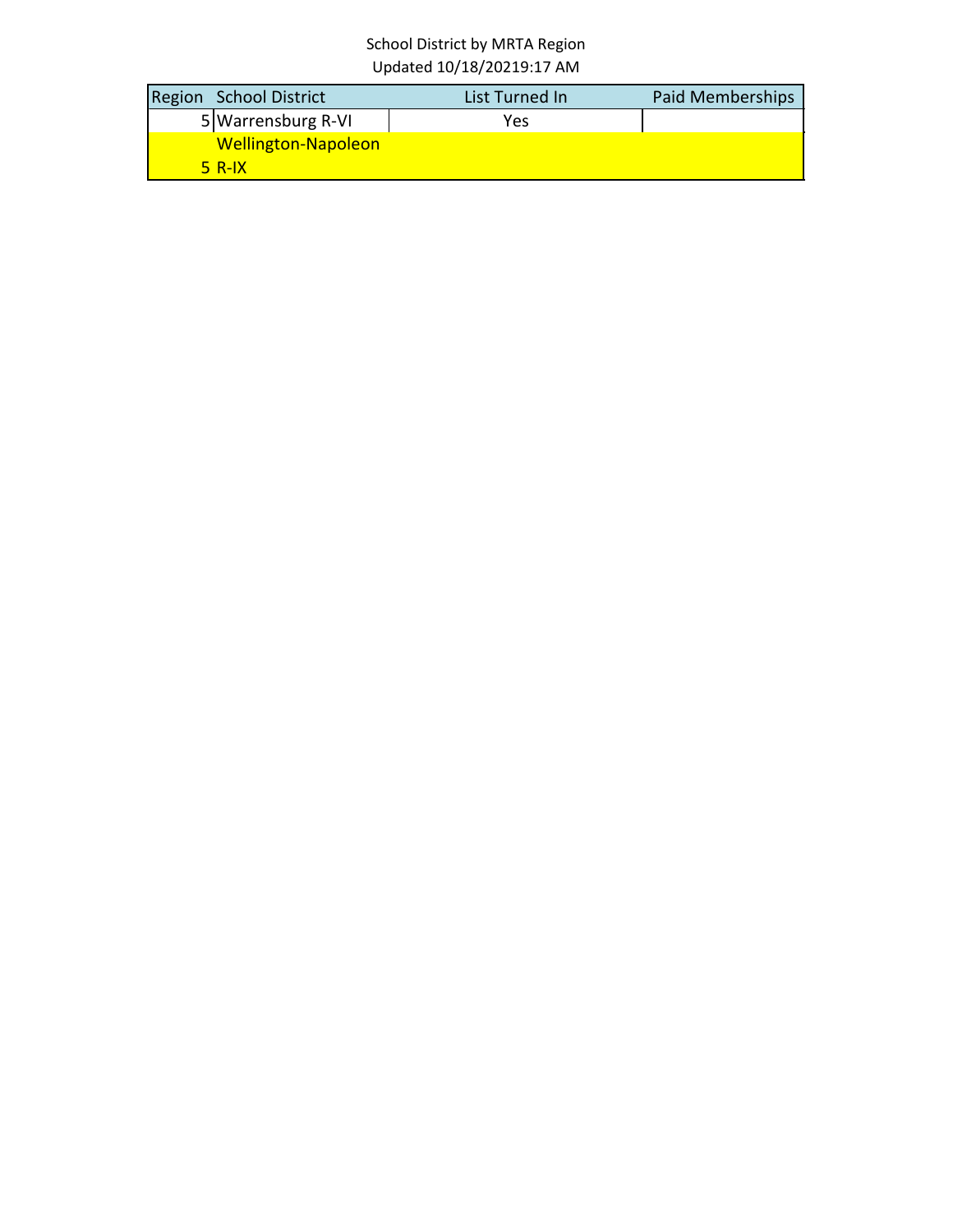School District by MRTA Region
Updated 10/18/20219:17 AM

| Region | School District | List Turned In | Paid Memberships |
|---|---|---|---|
| 5 | Warrensburg R-VI | Yes | |
| 5 | Wellington-Napoleon R-IX | | |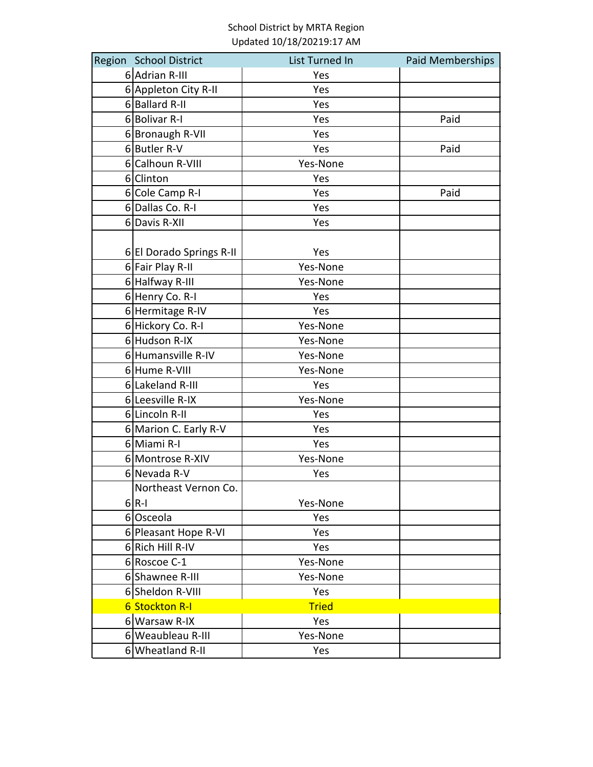School District by MRTA Region

Updated 10/18/20219:17 AM

| Region | School District | List Turned In | Paid Memberships |
|---|---|---|---|
| 6 | Adrian R-III | Yes | |
| 6 | Appleton City R-II | Yes | |
| 6 | Ballard R-II | Yes | |
| 6 | Bolivar R-I | Yes | Paid |
| 6 | Bronaugh R-VII | Yes | |
| 6 | Butler R-V | Yes | Paid |
| 6 | Calhoun R-VIII | Yes-None | |
| 6 | Clinton | Yes | |
| 6 | Cole Camp R-I | Yes | Paid |
| 6 | Dallas Co. R-I | Yes | |
| 6 | Davis R-XII | Yes | |
| 6 | El Dorado Springs R-II | Yes | |
| 6 | Fair Play R-II | Yes-None | |
| 6 | Halfway R-III | Yes-None | |
| 6 | Henry Co. R-I | Yes | |
| 6 | Hermitage R-IV | Yes | |
| 6 | Hickory Co. R-I | Yes-None | |
| 6 | Hudson R-IX | Yes-None | |
| 6 | Humansville R-IV | Yes-None | |
| 6 | Hume R-VIII | Yes-None | |
| 6 | Lakeland R-III | Yes | |
| 6 | Leesville R-IX | Yes-None | |
| 6 | Lincoln R-II | Yes | |
| 6 | Marion C. Early R-V | Yes | |
| 6 | Miami R-I | Yes | |
| 6 | Montrose R-XIV | Yes-None | |
| 6 | Nevada R-V | Yes | |
| 6 | Northeast Vernon Co. R-I | Yes-None | |
| 6 | Osceola | Yes | |
| 6 | Pleasant Hope R-VI | Yes | |
| 6 | Rich Hill R-IV | Yes | |
| 6 | Roscoe C-1 | Yes-None | |
| 6 | Shawnee R-III | Yes-None | |
| 6 | Sheldon R-VIII | Yes | |
| 6 | Stockton R-I | Tried | |
| 6 | Warsaw R-IX | Yes | |
| 6 | Weaubleau R-III | Yes-None | |
| 6 | Wheatland R-II | Yes | |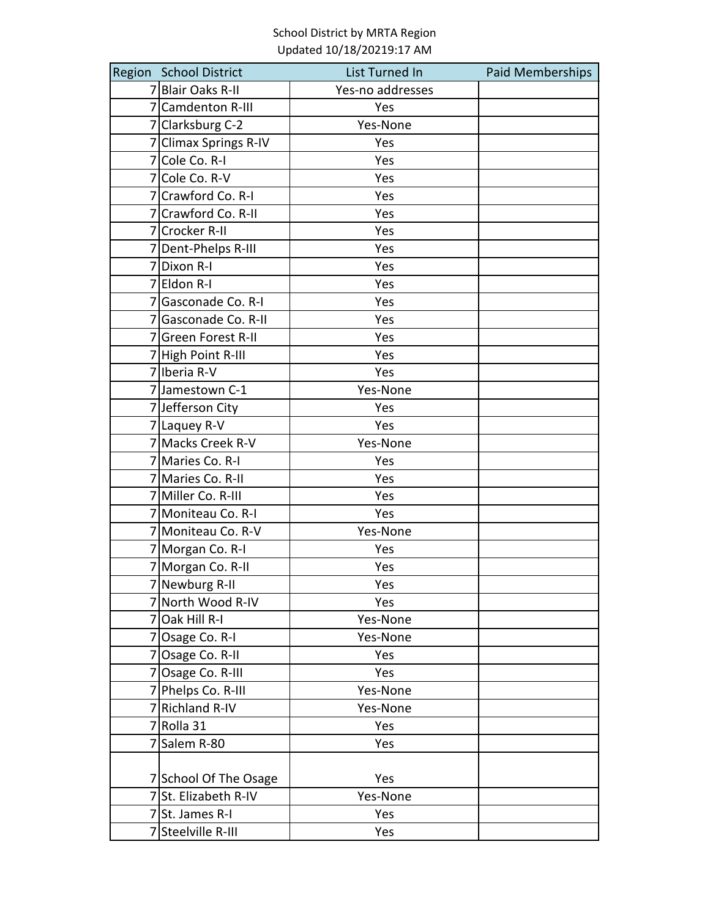School District by MRTA Region
Updated 10/18/20219:17 AM

| Region | School District | List Turned In | Paid Memberships |
|---|---|---|---|
| 7 | Blair Oaks R-II | Yes-no addresses | |
| 7 | Camdenton R-III | Yes | |
| 7 | Clarksburg C-2 | Yes-None | |
| 7 | Climax Springs R-IV | Yes | |
| 7 | Cole Co. R-I | Yes | |
| 7 | Cole Co. R-V | Yes | |
| 7 | Crawford Co. R-I | Yes | |
| 7 | Crawford Co. R-II | Yes | |
| 7 | Crocker R-II | Yes | |
| 7 | Dent-Phelps R-III | Yes | |
| 7 | Dixon R-I | Yes | |
| 7 | Eldon R-I | Yes | |
| 7 | Gasconade Co. R-I | Yes | |
| 7 | Gasconade Co. R-II | Yes | |
| 7 | Green Forest R-II | Yes | |
| 7 | High Point R-III | Yes | |
| 7 | Iberia R-V | Yes | |
| 7 | Jamestown C-1 | Yes-None | |
| 7 | Jefferson City | Yes | |
| 7 | Laquey R-V | Yes | |
| 7 | Macks Creek R-V | Yes-None | |
| 7 | Maries Co. R-I | Yes | |
| 7 | Maries Co. R-II | Yes | |
| 7 | Miller Co. R-III | Yes | |
| 7 | Moniteau Co. R-I | Yes | |
| 7 | Moniteau Co. R-V | Yes-None | |
| 7 | Morgan Co. R-I | Yes | |
| 7 | Morgan Co. R-II | Yes | |
| 7 | Newburg R-II | Yes | |
| 7 | North Wood R-IV | Yes | |
| 7 | Oak Hill R-I | Yes-None | |
| 7 | Osage Co. R-I | Yes-None | |
| 7 | Osage Co. R-II | Yes | |
| 7 | Osage Co. R-III | Yes | |
| 7 | Phelps Co. R-III | Yes-None | |
| 7 | Richland R-IV | Yes-None | |
| 7 | Rolla 31 | Yes | |
| 7 | Salem R-80 | Yes | |
| 7 | School Of The Osage | Yes | |
| 7 | St. Elizabeth R-IV | Yes-None | |
| 7 | St. James R-I | Yes | |
| 7 | Steelville R-III | Yes | |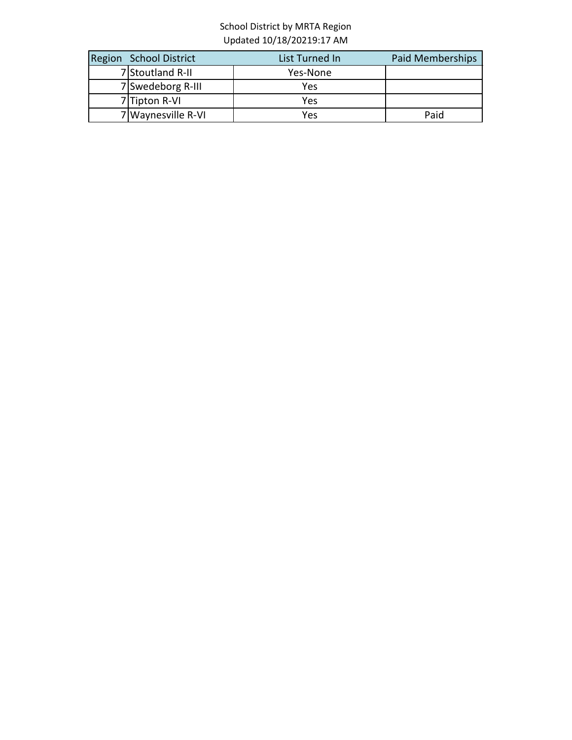School District by MRTA Region
Updated 10/18/20219:17 AM

| Region | School District | List Turned In | Paid Memberships |
| --- | --- | --- | --- |
| 7 | Stoutland R-II | Yes-None | |
| 7 | Swedeborg R-III | Yes | |
| 7 | Tipton R-VI | Yes | |
| 7 | Waynesville R-VI | Yes | Paid |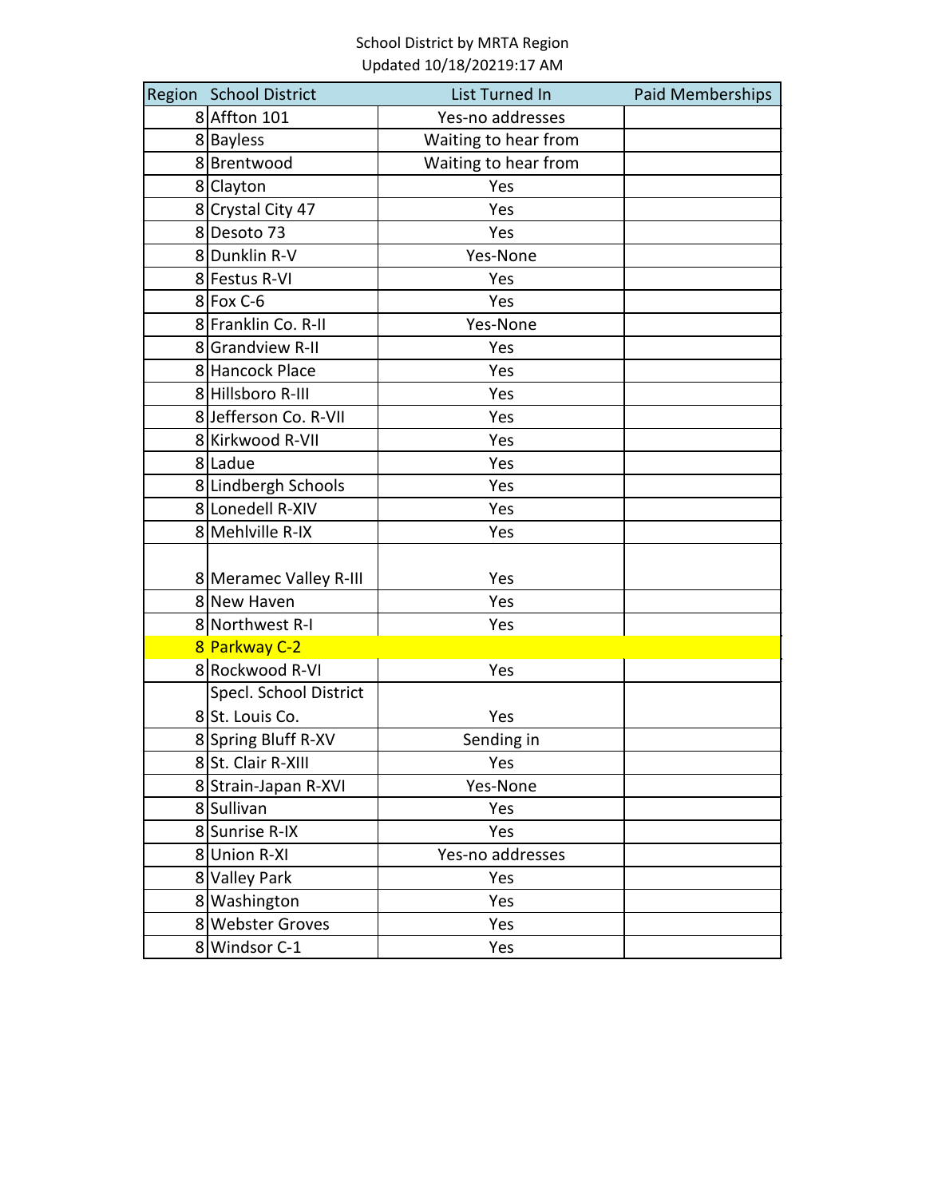School District by MRTA Region
Updated 10/18/20219:17 AM

| Region | School District | List Turned In | Paid Memberships |
|---|---|---|---|
| 8 | Affton 101 | Yes-no addresses | |
| 8 | Bayless | Waiting to hear from | |
| 8 | Brentwood | Waiting to hear from | |
| 8 | Clayton | Yes | |
| 8 | Crystal City 47 | Yes | |
| 8 | Desoto 73 | Yes | |
| 8 | Dunklin R-V | Yes-None | |
| 8 | Festus R-VI | Yes | |
| 8 | Fox C-6 | Yes | |
| 8 | Franklin Co. R-II | Yes-None | |
| 8 | Grandview R-II | Yes | |
| 8 | Hancock Place | Yes | |
| 8 | Hillsboro R-III | Yes | |
| 8 | Jefferson Co. R-VII | Yes | |
| 8 | Kirkwood R-VII | Yes | |
| 8 | Ladue | Yes | |
| 8 | Lindbergh Schools | Yes | |
| 8 | Lonedell R-XIV | Yes | |
| 8 | Mehlville R-IX | Yes | |
| 8 | Meramec Valley R-III | Yes | |
| 8 | New Haven | Yes | |
| 8 | Northwest R-I | Yes | |
| 8 | Parkway C-2 | | |
| 8 | Rockwood R-VI | Yes | |
| 8 | Specl. School District St. Louis Co. | Yes | |
| 8 | Spring Bluff R-XV | Sending in | |
| 8 | St. Clair R-XIII | Yes | |
| 8 | Strain-Japan R-XVI | Yes-None | |
| 8 | Sullivan | Yes | |
| 8 | Sunrise R-IX | Yes | |
| 8 | Union R-XI | Yes-no addresses | |
| 8 | Valley Park | Yes | |
| 8 | Washington | Yes | |
| 8 | Webster Groves | Yes | |
| 8 | Windsor C-1 | Yes | |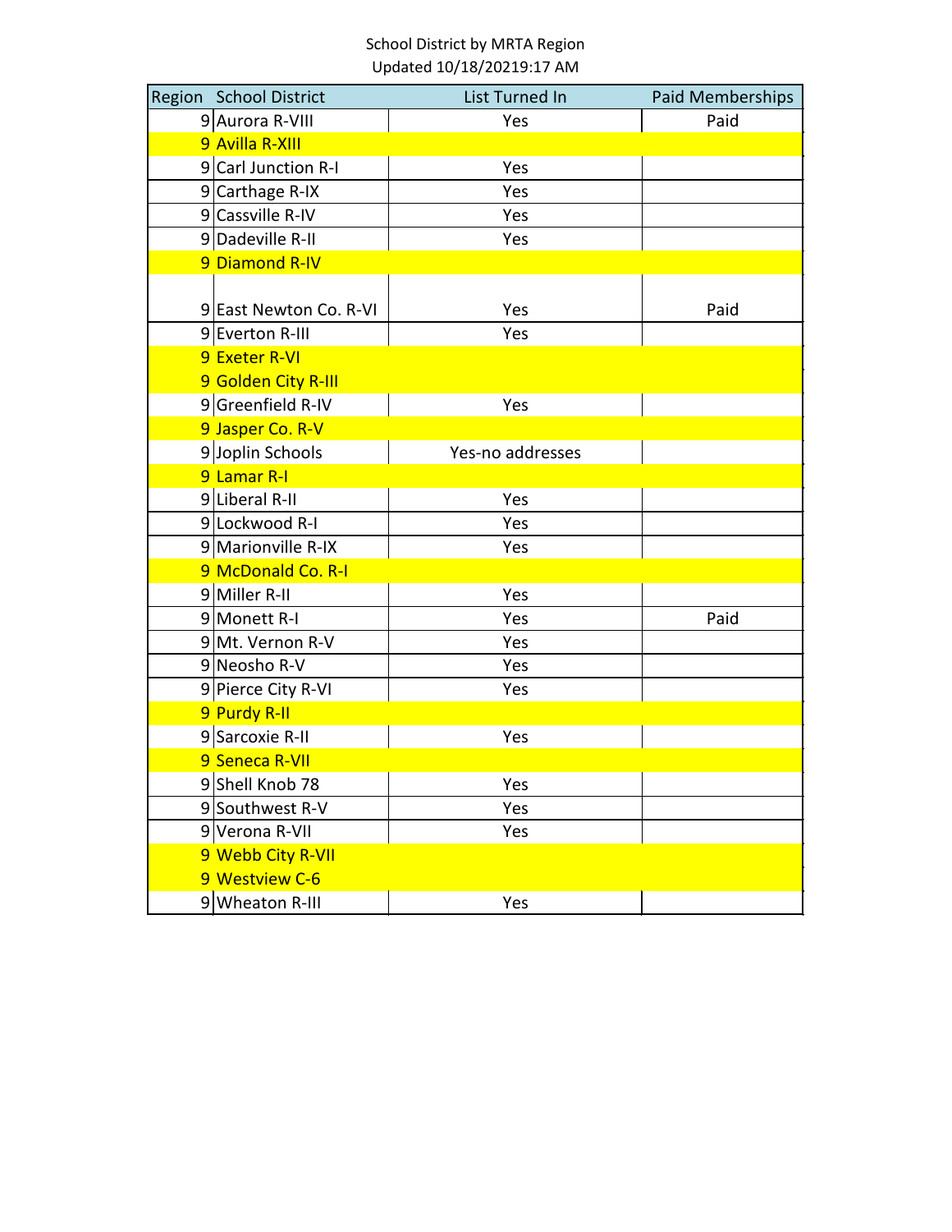School District by MRTA Region

Updated 10/18/20219:17 AM

| Region | School District | List Turned In | Paid Memberships |
|---|---|---|---|
| 9 | Aurora R-VIII | Yes | Paid |
| 9 | Avilla R-XIII | | |
| 9 | Carl Junction R-I | Yes | |
| 9 | Carthage R-IX | Yes | |
| 9 | Cassville R-IV | Yes | |
| 9 | Dadeville R-II | Yes | |
| 9 | Diamond R-IV | | |
| 9 | East Newton Co. R-VI | Yes | Paid |
| 9 | Everton R-III | Yes | |
| 9 | Exeter R-VI | | |
| 9 | Golden City R-III | | |
| 9 | Greenfield R-IV | Yes | |
| 9 | Jasper Co. R-V | | |
| 9 | Joplin Schools | Yes-no addresses | |
| 9 | Lamar R-I | | |
| 9 | Liberal R-II | Yes | |
| 9 | Lockwood R-I | Yes | |
| 9 | Marionville R-IX | Yes | |
| 9 | McDonald Co. R-I | | |
| 9 | Miller R-II | Yes | |
| 9 | Monett R-I | Yes | Paid |
| 9 | Mt. Vernon R-V | Yes | |
| 9 | Neosho R-V | Yes | |
| 9 | Pierce City R-VI | Yes | |
| 9 | Purdy R-II | | |
| 9 | Sarcoxie R-II | Yes | |
| 9 | Seneca R-VII | | |
| 9 | Shell Knob 78 | Yes | |
| 9 | Southwest R-V | Yes | |
| 9 | Verona R-VII | Yes | |
| 9 | Webb City R-VII | | |
| 9 | Westview C-6 | | |
| 9 | Wheaton R-III | Yes | |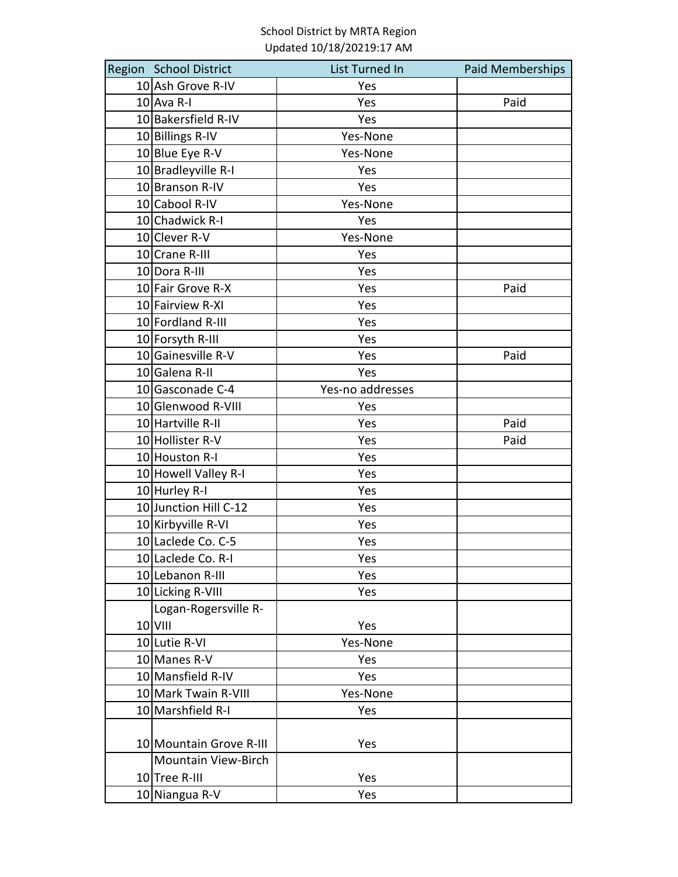School District by MRTA Region
Updated 10/18/20219:17 AM

| Region | School District | List Turned In | Paid Memberships |
|---|---|---|---|
| 10 | Ash Grove R-IV | Yes | |
| 10 | Ava R-I | Yes | Paid |
| 10 | Bakersfield R-IV | Yes | |
| 10 | Billings R-IV | Yes-None | |
| 10 | Blue Eye R-V | Yes-None | |
| 10 | Bradleyville R-I | Yes | |
| 10 | Branson R-IV | Yes | |
| 10 | Cabool R-IV | Yes-None | |
| 10 | Chadwick R-I | Yes | |
| 10 | Clever R-V | Yes-None | |
| 10 | Crane R-III | Yes | |
| 10 | Dora R-III | Yes | |
| 10 | Fair Grove R-X | Yes | Paid |
| 10 | Fairview R-XI | Yes | |
| 10 | Fordland R-III | Yes | |
| 10 | Forsyth R-III | Yes | |
| 10 | Gainesville R-V | Yes | Paid |
| 10 | Galena R-II | Yes | |
| 10 | Gasconade C-4 | Yes-no addresses | |
| 10 | Glenwood R-VIII | Yes | |
| 10 | Hartville R-II | Yes | Paid |
| 10 | Hollister R-V | Yes | Paid |
| 10 | Houston R-I | Yes | |
| 10 | Howell Valley R-I | Yes | |
| 10 | Hurley R-I | Yes | |
| 10 | Junction Hill C-12 | Yes | |
| 10 | Kirbyville R-VI | Yes | |
| 10 | Laclede Co. C-5 | Yes | |
| 10 | Laclede Co. R-I | Yes | |
| 10 | Lebanon R-III | Yes | |
| 10 | Licking R-VIII | Yes | |
| 10 | Logan-Rogersville R-VIII | Yes | |
| 10 | Lutie R-VI | Yes-None | |
| 10 | Manes R-V | Yes | |
| 10 | Mansfield R-IV | Yes | |
| 10 | Mark Twain R-VIII | Yes-None | |
| 10 | Marshfield R-I | Yes | |
| 10 | Mountain Grove R-III | Yes | |
| 10 | Mountain View-Birch Tree R-III | Yes | |
| 10 | Niangua R-V | Yes | |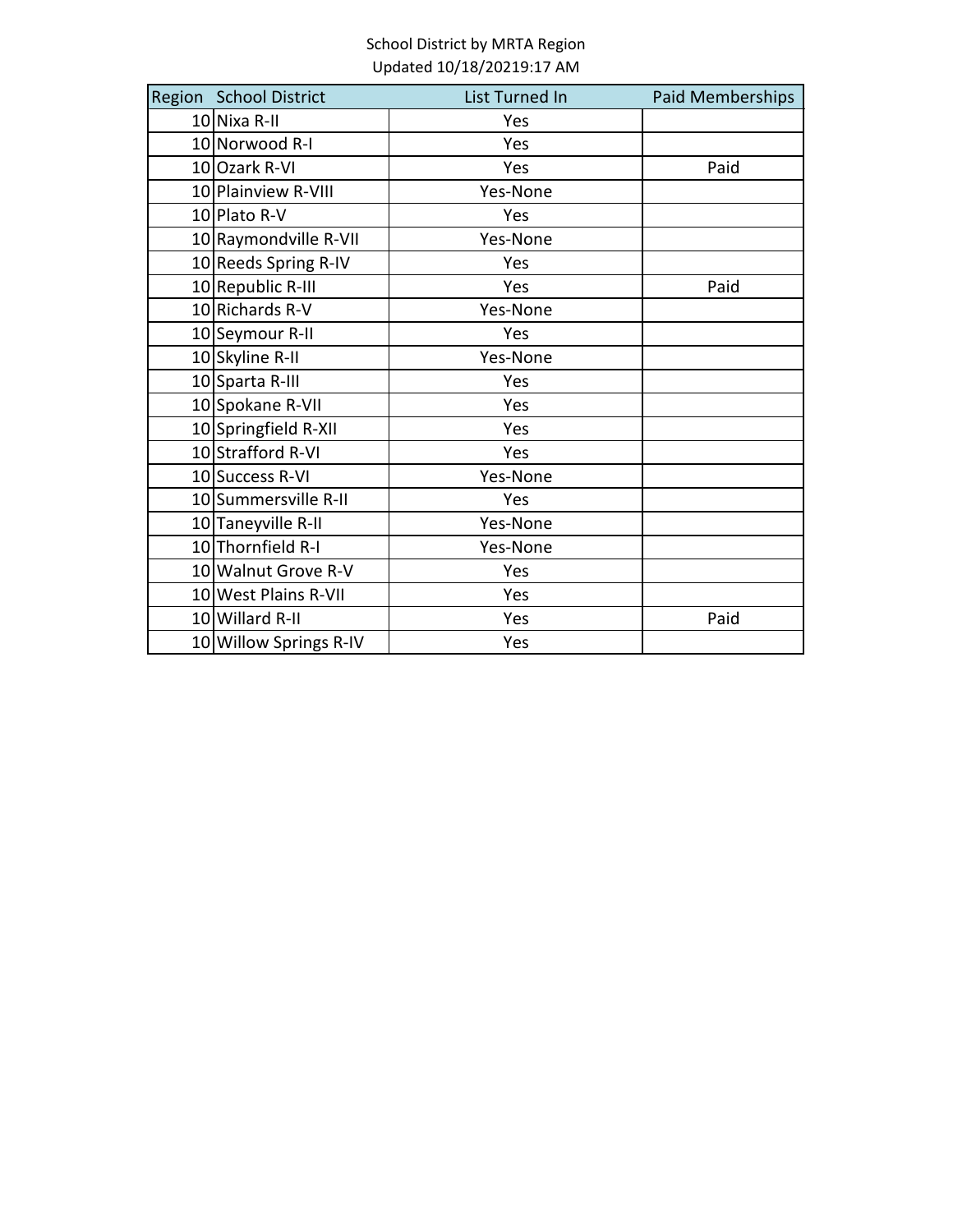School District by MRTA Region
Updated 10/18/20219:17 AM

| Region | School District | List Turned In | Paid Memberships |
|---|---|---|---|
| 10 | Nixa R-II | Yes | |
| 10 | Norwood R-I | Yes | |
| 10 | Ozark R-VI | Yes | Paid |
| 10 | Plainview R-VIII | Yes-None | |
| 10 | Plato R-V | Yes | |
| 10 | Raymondville R-VII | Yes-None | |
| 10 | Reeds Spring R-IV | Yes | |
| 10 | Republic R-III | Yes | Paid |
| 10 | Richards R-V | Yes-None | |
| 10 | Seymour R-II | Yes | |
| 10 | Skyline R-II | Yes-None | |
| 10 | Sparta R-III | Yes | |
| 10 | Spokane R-VII | Yes | |
| 10 | Springfield R-XII | Yes | |
| 10 | Strafford R-VI | Yes | |
| 10 | Success R-VI | Yes-None | |
| 10 | Summersville R-II | Yes | |
| 10 | Taneyville R-II | Yes-None | |
| 10 | Thornfield R-I | Yes-None | |
| 10 | Walnut Grove R-V | Yes | |
| 10 | West Plains R-VII | Yes | |
| 10 | Willard R-II | Yes | Paid |
| 10 | Willow Springs R-IV | Yes | |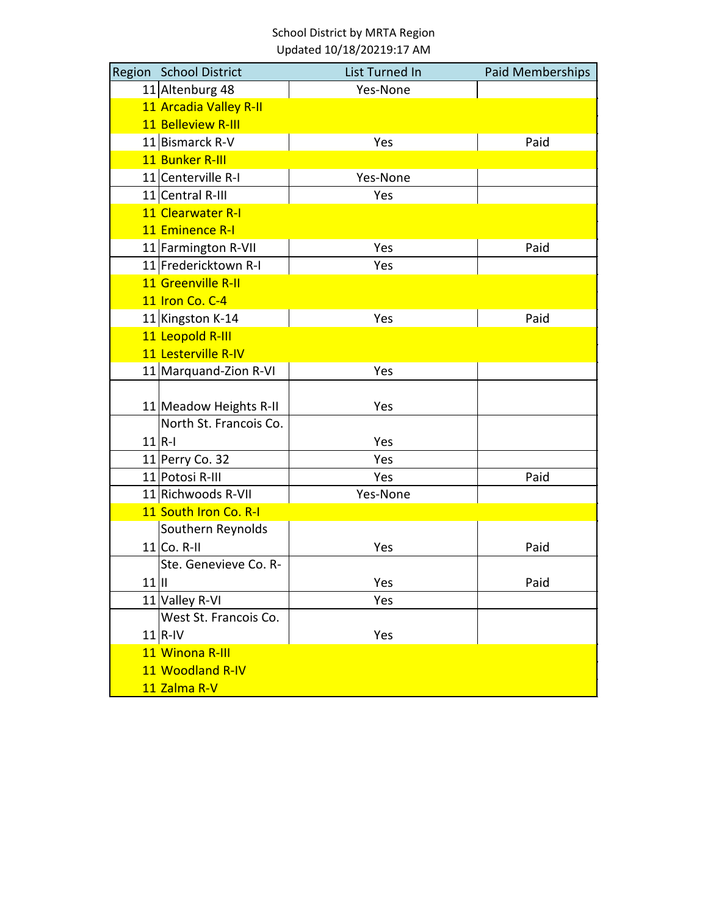School District by MRTA Region

Updated 10/18/20219:17 AM

| Region | School District | List Turned In | Paid Memberships |
|---|---|---|---|
| 11 | Altenburg 48 | Yes-None | |
| 11 | Arcadia Valley R-II | | |
| 11 | Belleview R-III | | |
| 11 | Bismarck R-V | Yes | Paid |
| 11 | Bunker R-III | | |
| 11 | Centerville R-I | Yes-None | |
| 11 | Central R-III | Yes | |
| 11 | Clearwater R-I | | |
| 11 | Eminence R-I | | |
| 11 | Farmington R-VII | Yes | Paid |
| 11 | Fredericktown R-I | Yes | |
| 11 | Greenville R-II | | |
| 11 | Iron Co. C-4 | | |
| 11 | Kingston K-14 | Yes | Paid |
| 11 | Leopold R-III | | |
| 11 | Lesterville R-IV | | |
| 11 | Marquand-Zion R-VI | Yes | |
| 11 | Meadow Heights R-II | Yes | |
| 11 | North St. Francois Co. R-I | Yes | |
| 11 | Perry Co. 32 | Yes | |
| 11 | Potosi R-III | Yes | Paid |
| 11 | Richwoods R-VII | Yes-None | |
| 11 | South Iron Co. R-I | | |
| 11 | Southern Reynolds Co. R-II | Yes | Paid |
| 11 | Ste. Genevieve Co. R-II | Yes | Paid |
| 11 | Valley R-VI | Yes | |
| 11 | West St. Francois Co. R-IV | Yes | |
| 11 | Winona R-III | | |
| 11 | Woodland R-IV | | |
| 11 | Zalma R-V | | |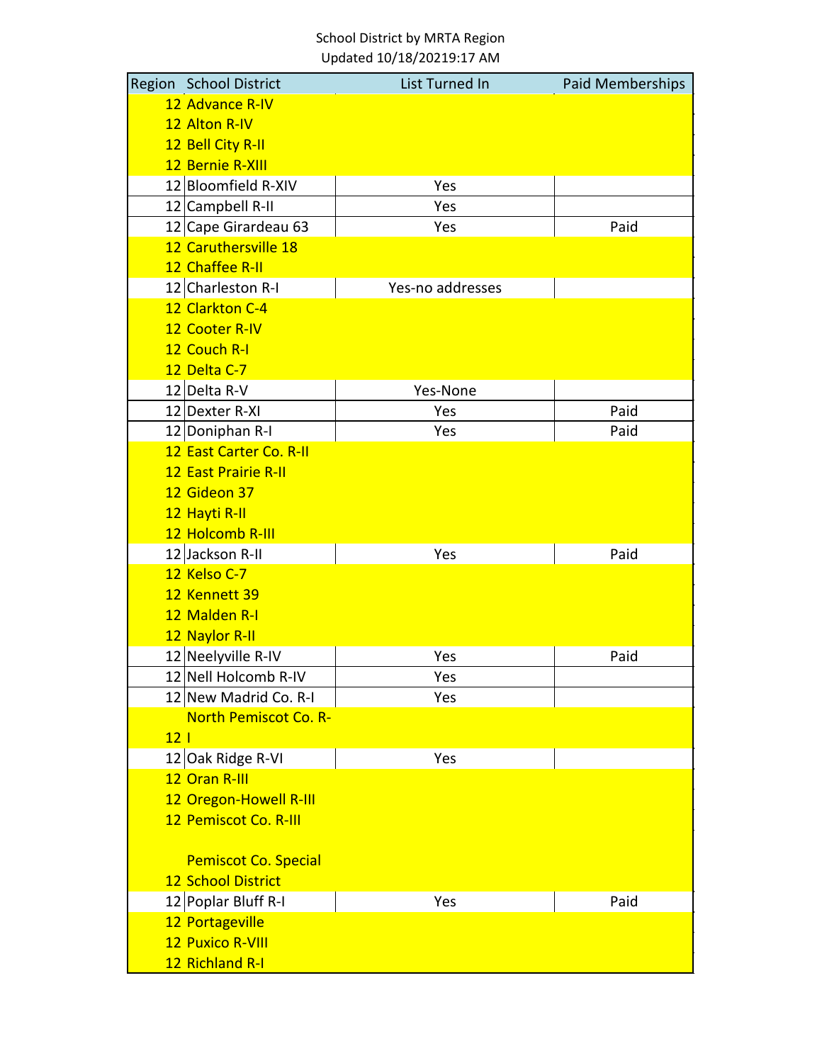School District by MRTA Region
Updated 10/18/20219:17 AM

| Region | School District | List Turned In | Paid Memberships |
|---|---|---|---|
| 12 | Advance R-IV | | |
| 12 | Alton R-IV | | |
| 12 | Bell City R-II | | |
| 12 | Bernie R-XIII | | |
| 12 | Bloomfield R-XIV | Yes | |
| 12 | Campbell R-II | Yes | |
| 12 | Cape Girardeau 63 | Yes | Paid |
| 12 | Caruthersville 18 | | |
| 12 | Chaffee R-II | | |
| 12 | Charleston R-I | Yes-no addresses | |
| 12 | Clarkton C-4 | | |
| 12 | Cooter R-IV | | |
| 12 | Couch R-I | | |
| 12 | Delta C-7 | | |
| 12 | Delta R-V | Yes-None | |
| 12 | Dexter R-XI | Yes | Paid |
| 12 | Doniphan R-I | Yes | Paid |
| 12 | East Carter Co. R-II | | |
| 12 | East Prairie R-II | | |
| 12 | Gideon 37 | | |
| 12 | Hayti R-II | | |
| 12 | Holcomb R-III | | |
| 12 | Jackson R-II | Yes | Paid |
| 12 | Kelso C-7 | | |
| 12 | Kennett 39 | | |
| 12 | Malden R-I | | |
| 12 | Naylor R-II | | |
| 12 | Neelyville R-IV | Yes | Paid |
| 12 | Nell Holcomb R-IV | Yes | |
| 12 | New Madrid Co. R-I | Yes | |
| 12 | North Pemiscot Co. R-I | | |
| 12 | Oak Ridge R-VI | Yes | |
| 12 | Oran R-III | | |
| 12 | Oregon-Howell R-III | | |
| 12 | Pemiscot Co. R-III | | |
| 12 | Pemiscot Co. Special School District | | |
| 12 | Poplar Bluff R-I | Yes | Paid |
| 12 | Portageville | | |
| 12 | Puxico R-VIII | | |
| 12 | Richland R-I | | |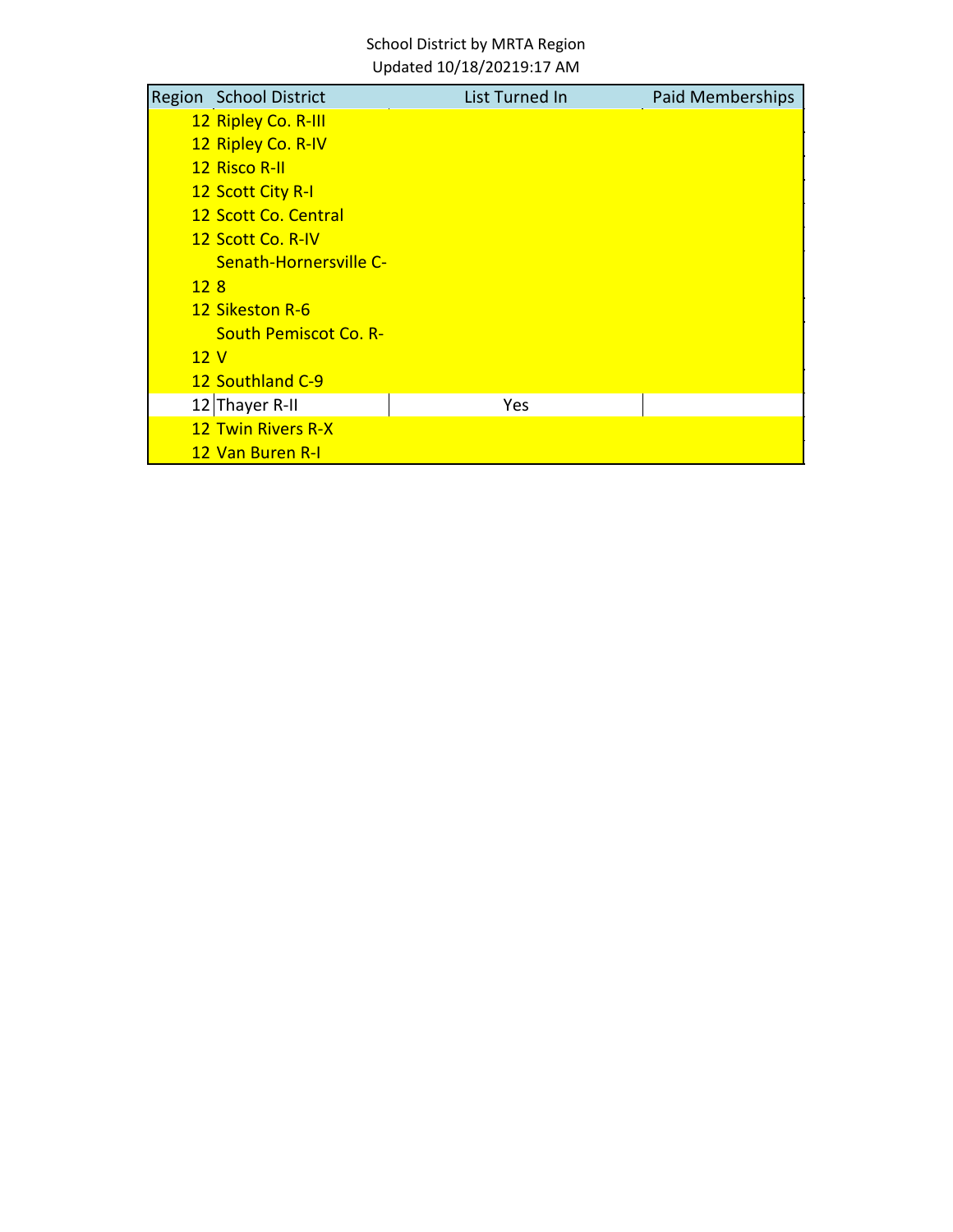School District by MRTA Region

Updated 10/18/20219:17 AM

| Region | School District | List Turned In | Paid Memberships |
|---|---|---|---|
| 12 | Ripley Co. R-III | | |
| 12 | Ripley Co. R-IV | | |
| 12 | Risco R-II | | |
| 12 | Scott City R-I | | |
| 12 | Scott Co. Central | | |
| 12 | Scott Co. R-IV | | |
| 12 | Senath-Hornersville C-8 | | |
| 12 | Sikeston R-6 | | |
| 12 | South Pemiscot Co. R-V | | |
| 12 | Southland C-9 | | |
| 12 | Thayer R-II | Yes | |
| 12 | Twin Rivers R-X | | |
| 12 | Van Buren R-I | | |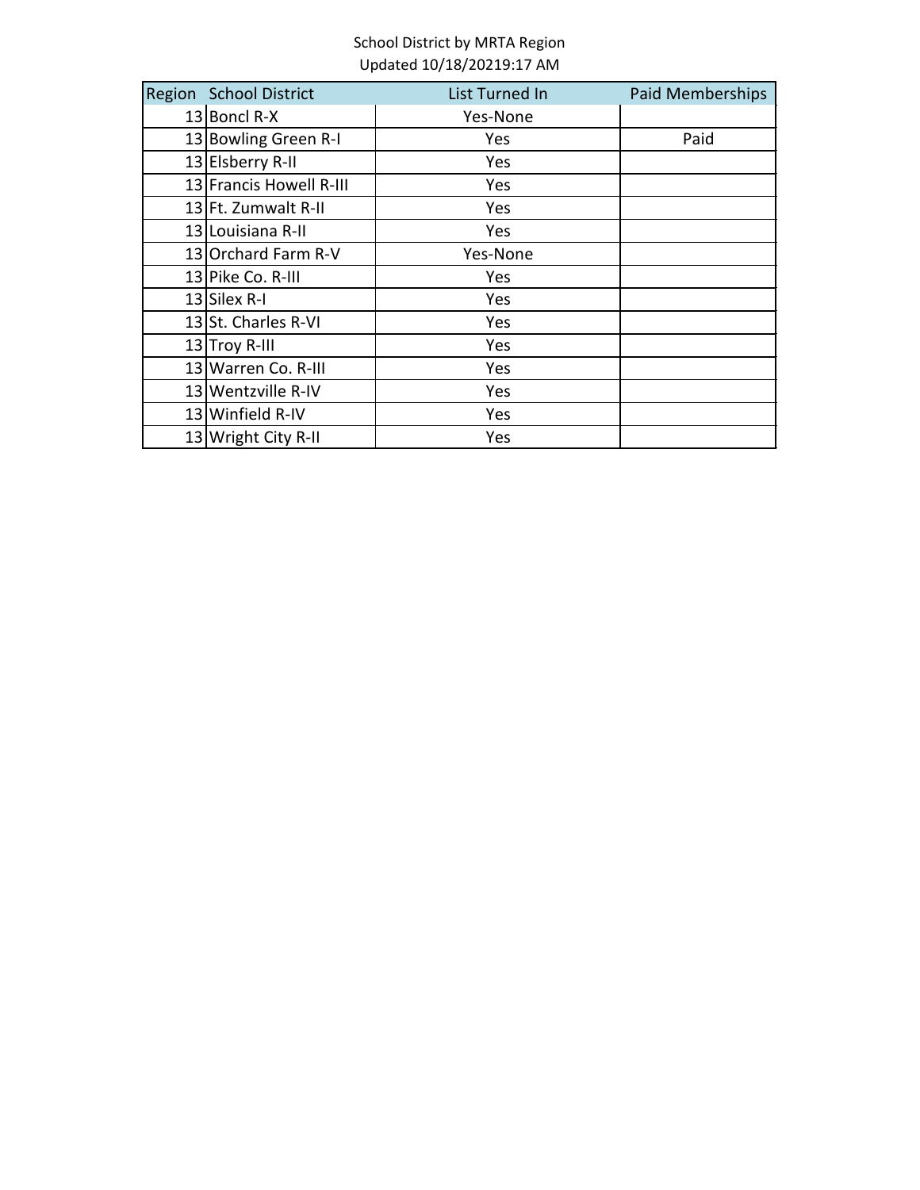School District by MRTA Region
Updated 10/18/20219:17 AM

| Region | School District | List Turned In | Paid Memberships |
|---|---|---|---|
| 13 | Boncl R-X | Yes-None | |
| 13 | Bowling Green R-I | Yes | Paid |
| 13 | Elsberry R-II | Yes | |
| 13 | Francis Howell R-III | Yes | |
| 13 | Ft. Zumwalt R-II | Yes | |
| 13 | Louisiana R-II | Yes | |
| 13 | Orchard Farm R-V | Yes-None | |
| 13 | Pike Co. R-III | Yes | |
| 13 | Silex R-I | Yes | |
| 13 | St. Charles R-VI | Yes | |
| 13 | Troy R-III | Yes | |
| 13 | Warren Co. R-III | Yes | |
| 13 | Wentzville R-IV | Yes | |
| 13 | Winfield R-IV | Yes | |
| 13 | Wright City R-II | Yes | |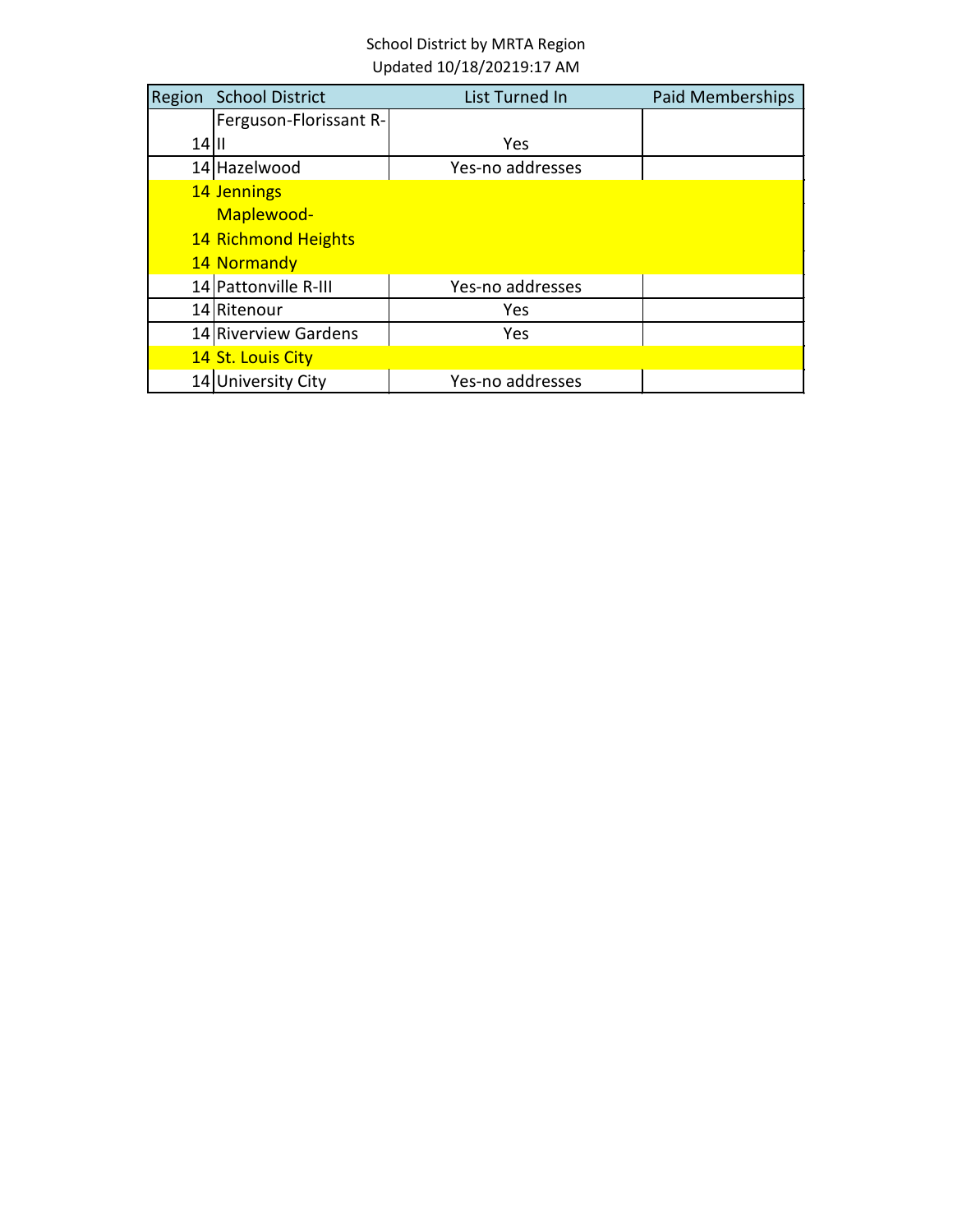School District by MRTA Region
Updated 10/18/20219:17 AM

| Region | School District | List Turned In | Paid Memberships |
|---|---|---|---|
| 14 | Ferguson-Florissant R-II | Yes | |
| 14 | Hazelwood | Yes-no addresses | |
| 14 | Jennings | | |
| 14 | Maplewood-Richmond Heights | | |
| 14 | Normandy | | |
| 14 | Pattonville R-III | Yes-no addresses | |
| 14 | Ritenour | Yes | |
| 14 | Riverview Gardens | Yes | |
| 14 | St. Louis City | | |
| 14 | University City | Yes-no addresses | |